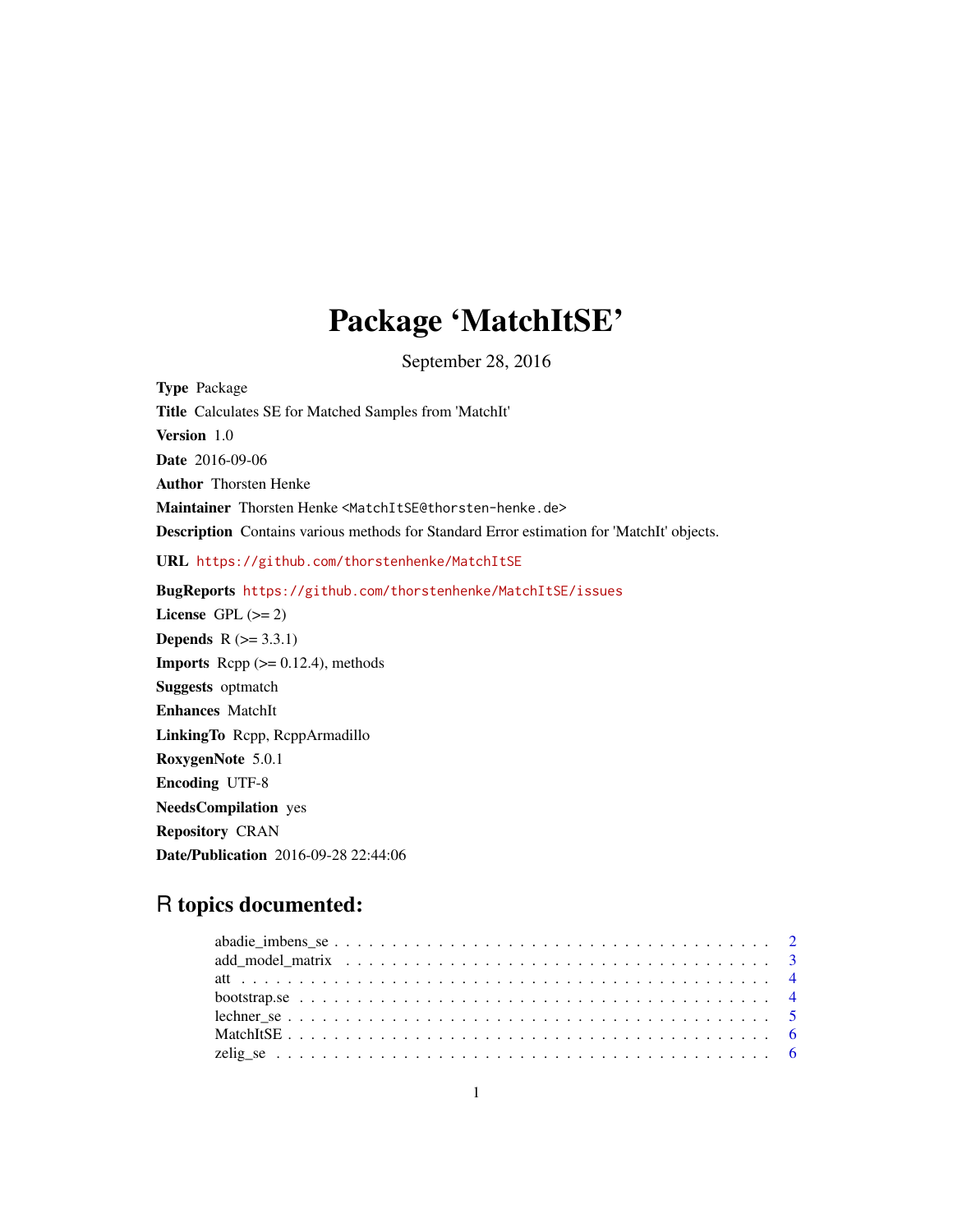# Package 'MatchItSE'

September 28, 2016

**Type** Package

**Title** Calculates SE for Matched Samples from 'MatchIt'

**Version** 1.0

**Date** 2016-09-06

**Author** Thorsten Henke

**Maintainer** Thorsten Henke <MatchItSE@thorsten-henke.de>

**Description** Contains various methods for Standard Error estimation for 'MatchIt' objects.

**URL** https://github.com/thorstenhenke/MatchItSE

**BugReports** https://github.com/thorstenhenke/MatchItSE/issues

**License** GPL (>= 2)

**Depends** R (>= 3.3.1)

**Imports** Rcpp (>= 0.12.4), methods

**Suggests** optmatch

**Enhances** MatchIt

**LinkingTo** Rcpp, RcppArmadillo

**RoxygenNote** 5.0.1

**Encoding** UTF-8

**NeedsCompilation** yes

**Repository** CRAN

**Date/Publication** 2016-09-28 22:44:06

## R topics documented:

- abadie_imbens_se . . . . . . . . . . . . . . . . . . . . . . . . . . . . . . . . . . . . . 2
- add_model_matrix . . . . . . . . . . . . . . . . . . . . . . . . . . . . . . . . . . . . . 3
- att . . . . . . . . . . . . . . . . . . . . . . . . . . . . . . . . . . . . . . . . . . . . 4
- bootstrap.se . . . . . . . . . . . . . . . . . . . . . . . . . . . . . . . . . . . . . . . 4
- lechner_se . . . . . . . . . . . . . . . . . . . . . . . . . . . . . . . . . . . . . . . . 5
- MatchItSE . . . . . . . . . . . . . . . . . . . . . . . . . . . . . . . . . . . . . . . . 6
- zelig_se . . . . . . . . . . . . . . . . . . . . . . . . . . . . . . . . . . . . . . . . . 6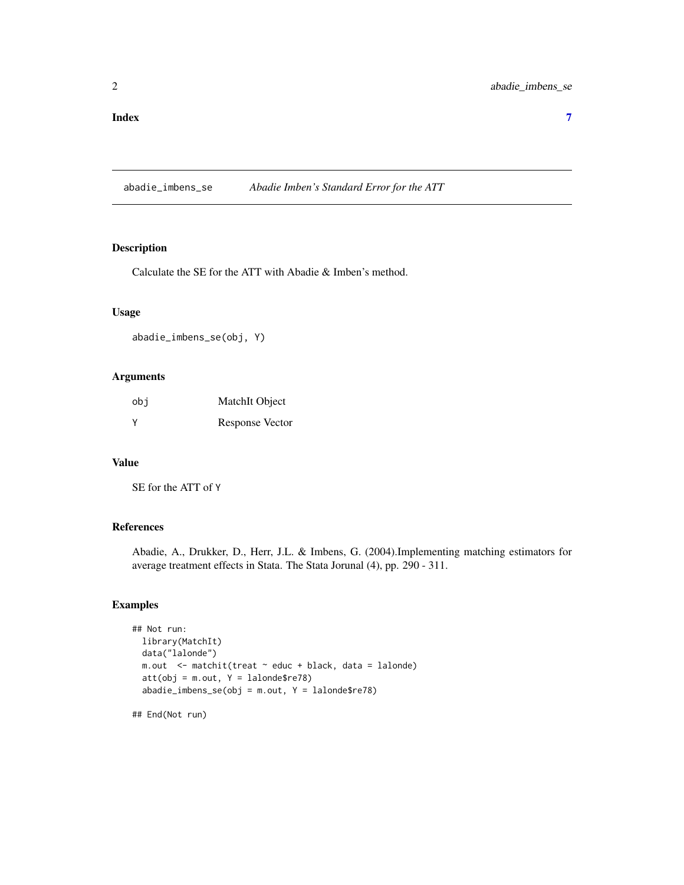**Index** **7**

## abadie_imbens_se *Abadie Imben's Standard Error for the ATT*

### Description

Calculate the SE for the ATT with Abadie & Imben's method.

### Usage

```
abadie_imbens_se(obj, Y)
```

### Arguments

| | |
|---|---|
| obj | MatchIt Object |
| Y | Response Vector |

### Value

SE for the ATT of Y

### References

Abadie, A., Drukker, D., Herr, J.L. & Imbens, G. (2004).Implementing matching estimators for average treatment effects in Stata. The Stata Jorunal (4), pp. 290 - 311.

### Examples

```
## Not run:
  library(MatchIt)
  data("lalonde")
  m.out  <- matchit(treat ~ educ + black, data = lalonde)
  att(obj = m.out, Y = lalonde$re78)
  abadie_imbens_se(obj = m.out, Y = lalonde$re78)

## End(Not run)
```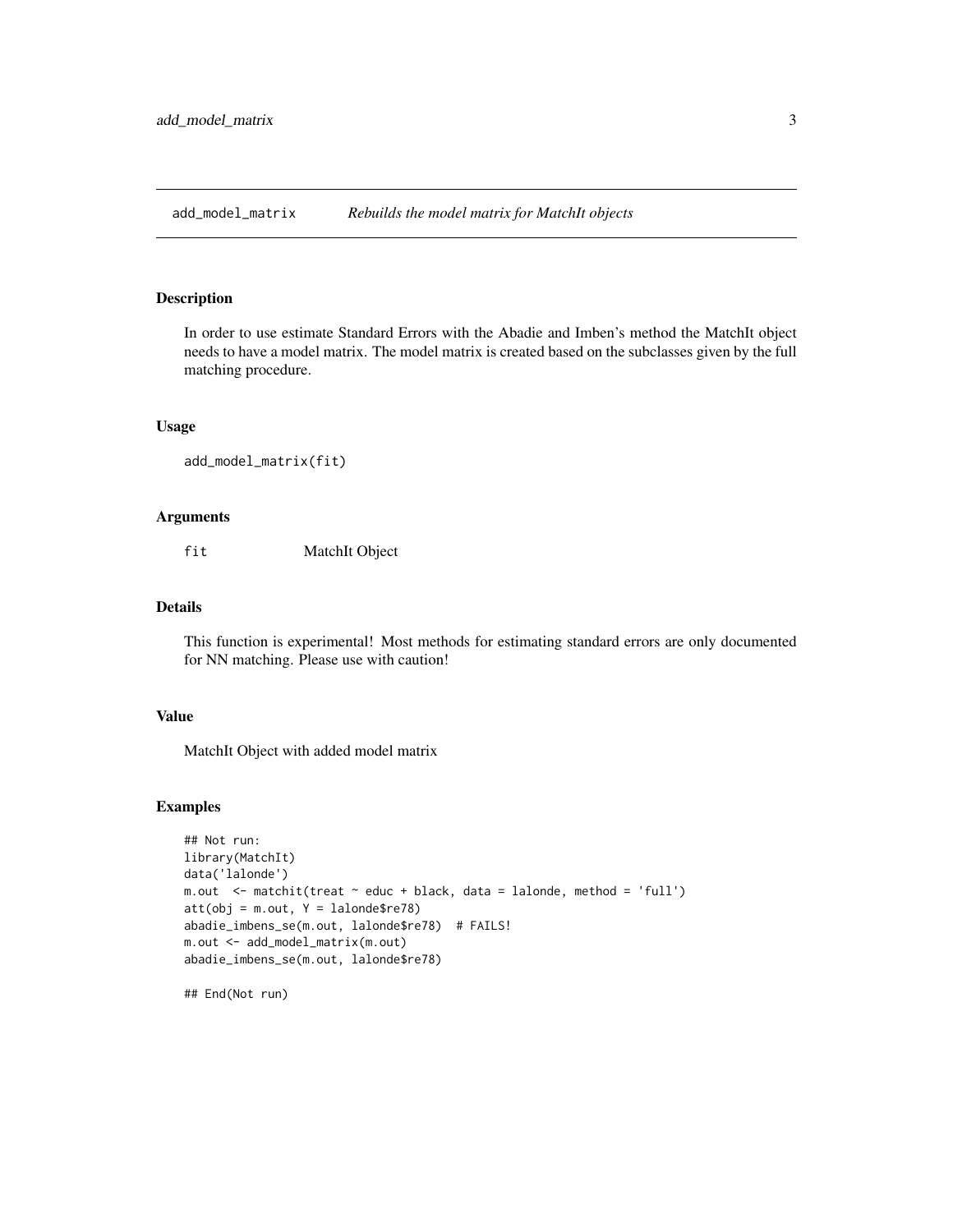# add_model_matrix — *Rebuilds the model matrix for MatchIt objects*

## Description

In order to use estimate Standard Errors with the Abadie and Imben's method the MatchIt object needs to have a model matrix. The model matrix is created based on the subclasses given by the full matching procedure.

## Usage

```
add_model_matrix(fit)
```

## Arguments

| | |
|---|---|
| fit | MatchIt Object |

## Details

This function is experimental! Most methods for estimating standard errors are only documented for NN matching. Please use with caution!

## Value

MatchIt Object with added model matrix

## Examples

```
## Not run:
library(MatchIt)
data('lalonde')
m.out  <- matchit(treat ~ educ + black, data = lalonde, method = 'full')
att(obj = m.out, Y = lalonde$re78)
abadie_imbens_se(m.out, lalonde$re78)  # FAILS!
m.out <- add_model_matrix(m.out)
abadie_imbens_se(m.out, lalonde$re78)

## End(Not run)
```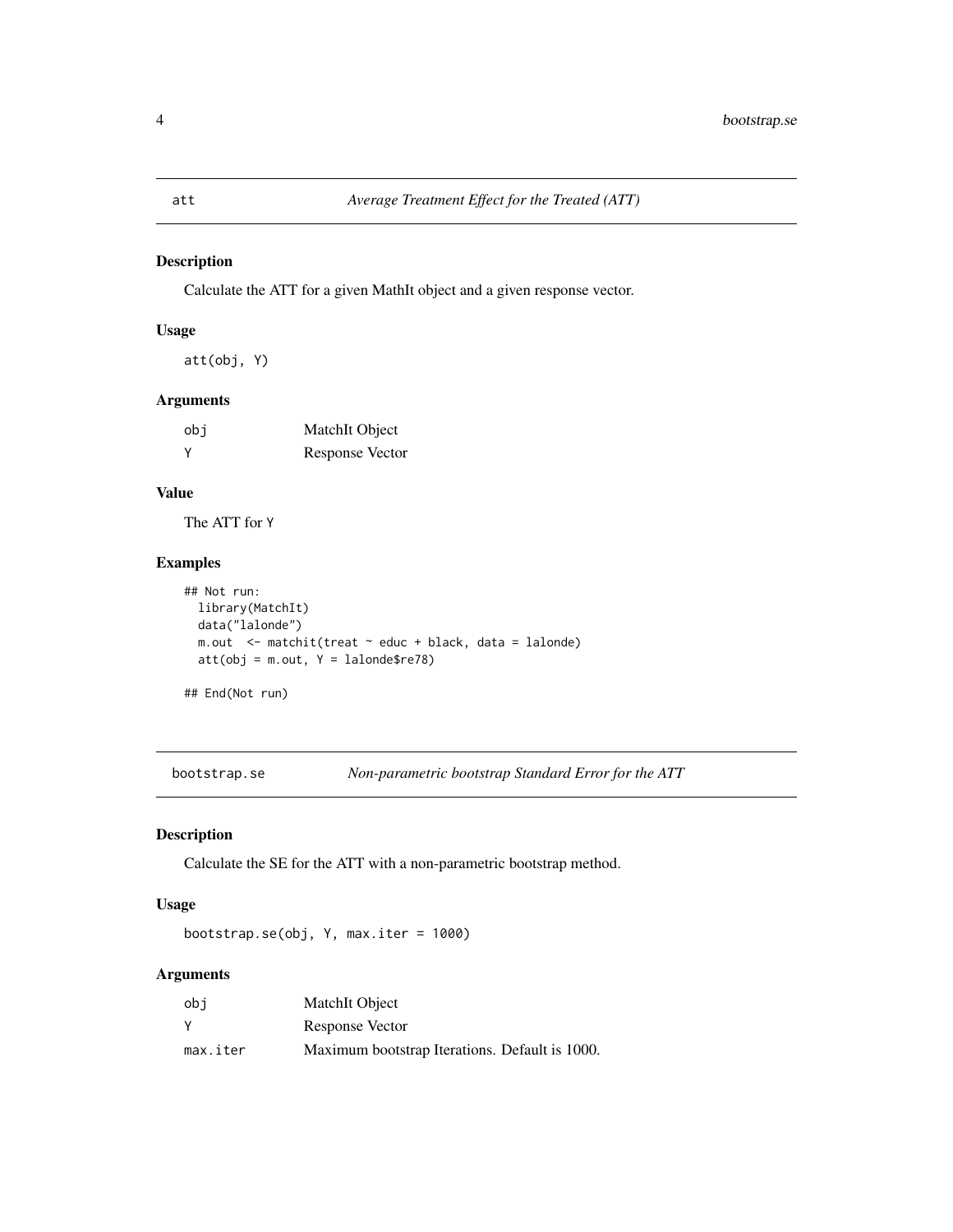## att — *Average Treatment Effect for the Treated (ATT)*

### Description

Calculate the ATT for a given MathIt object and a given response vector.

### Usage

```
att(obj, Y)
```

### Arguments

| | |
|---|---|
| obj | MatchIt Object |
| Y | Response Vector |

### Value

The ATT for Y

### Examples

```
## Not run:
  library(MatchIt)
  data("lalonde")
  m.out  <- matchit(treat ~ educ + black, data = lalonde)
  att(obj = m.out, Y = lalonde$re78)

## End(Not run)
```

## bootstrap.se — *Non-parametric bootstrap Standard Error for the ATT*

### Description

Calculate the SE for the ATT with a non-parametric bootstrap method.

### Usage

```
bootstrap.se(obj, Y, max.iter = 1000)
```

### Arguments

| | |
|---|---|
| obj | MatchIt Object |
| Y | Response Vector |
| max.iter | Maximum bootstrap Iterations. Default is 1000. |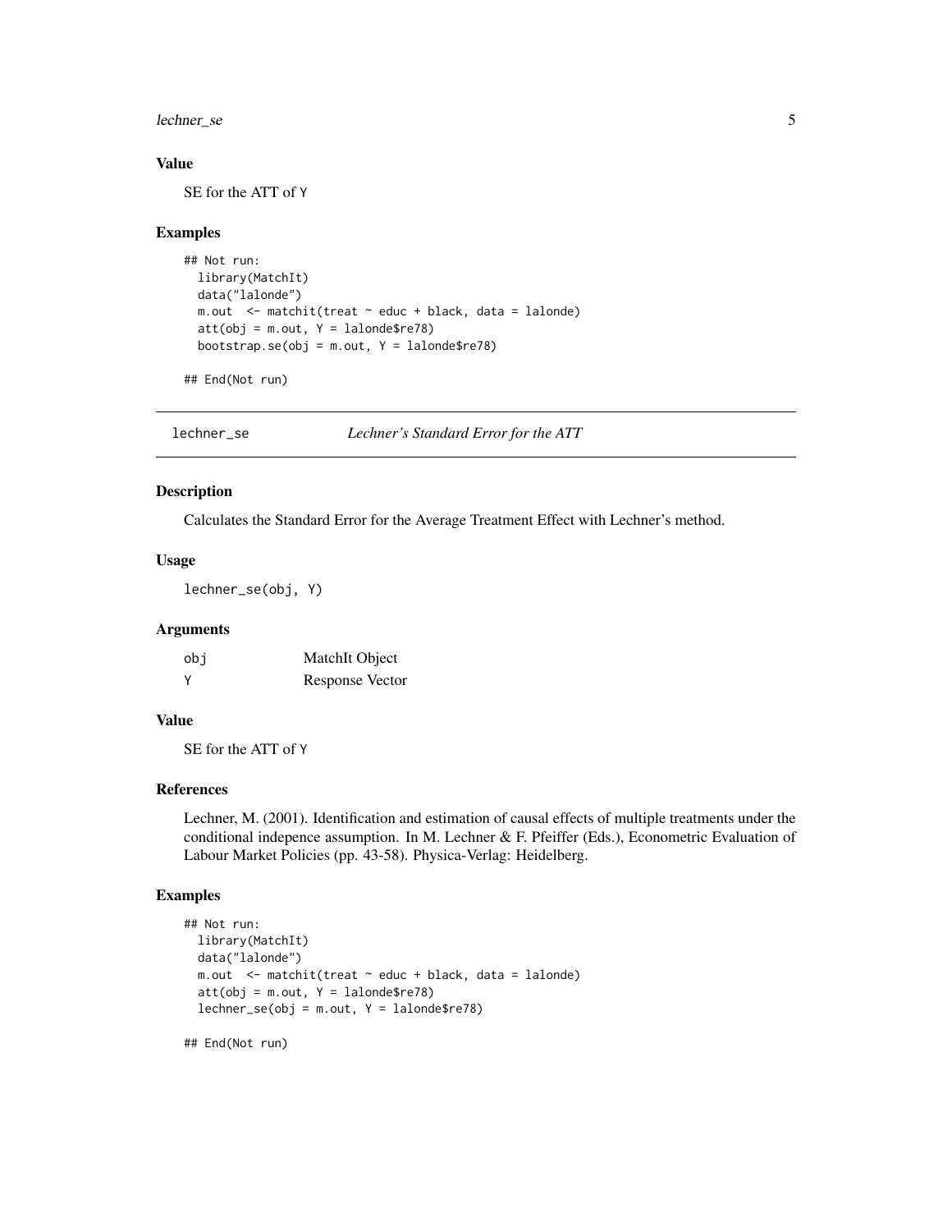### Value

SE for the ATT of Y

### Examples

```
## Not run:
  library(MatchIt)
  data("lalonde")
  m.out  <- matchit(treat ~ educ + black, data = lalonde)
  att(obj = m.out, Y = lalonde$re78)
  bootstrap.se(obj = m.out, Y = lalonde$re78)

## End(Not run)
```

---

## lechner_se — *Lechner's Standard Error for the ATT*

### Description

Calculates the Standard Error for the Average Treatment Effect with Lechner's method.

### Usage

```
lechner_se(obj, Y)
```

### Arguments

| | |
|---|---|
| obj | MatchIt Object |
| Y | Response Vector |

### Value

SE for the ATT of Y

### References

Lechner, M. (2001). Identification and estimation of causal effects of multiple treatments under the conditional indepence assumption. In M. Lechner & F. Pfeiffer (Eds.), Econometric Evaluation of Labour Market Policies (pp. 43-58). Physica-Verlag: Heidelberg.

### Examples

```
## Not run:
  library(MatchIt)
  data("lalonde")
  m.out  <- matchit(treat ~ educ + black, data = lalonde)
  att(obj = m.out, Y = lalonde$re78)
  lechner_se(obj = m.out, Y = lalonde$re78)

## End(Not run)
```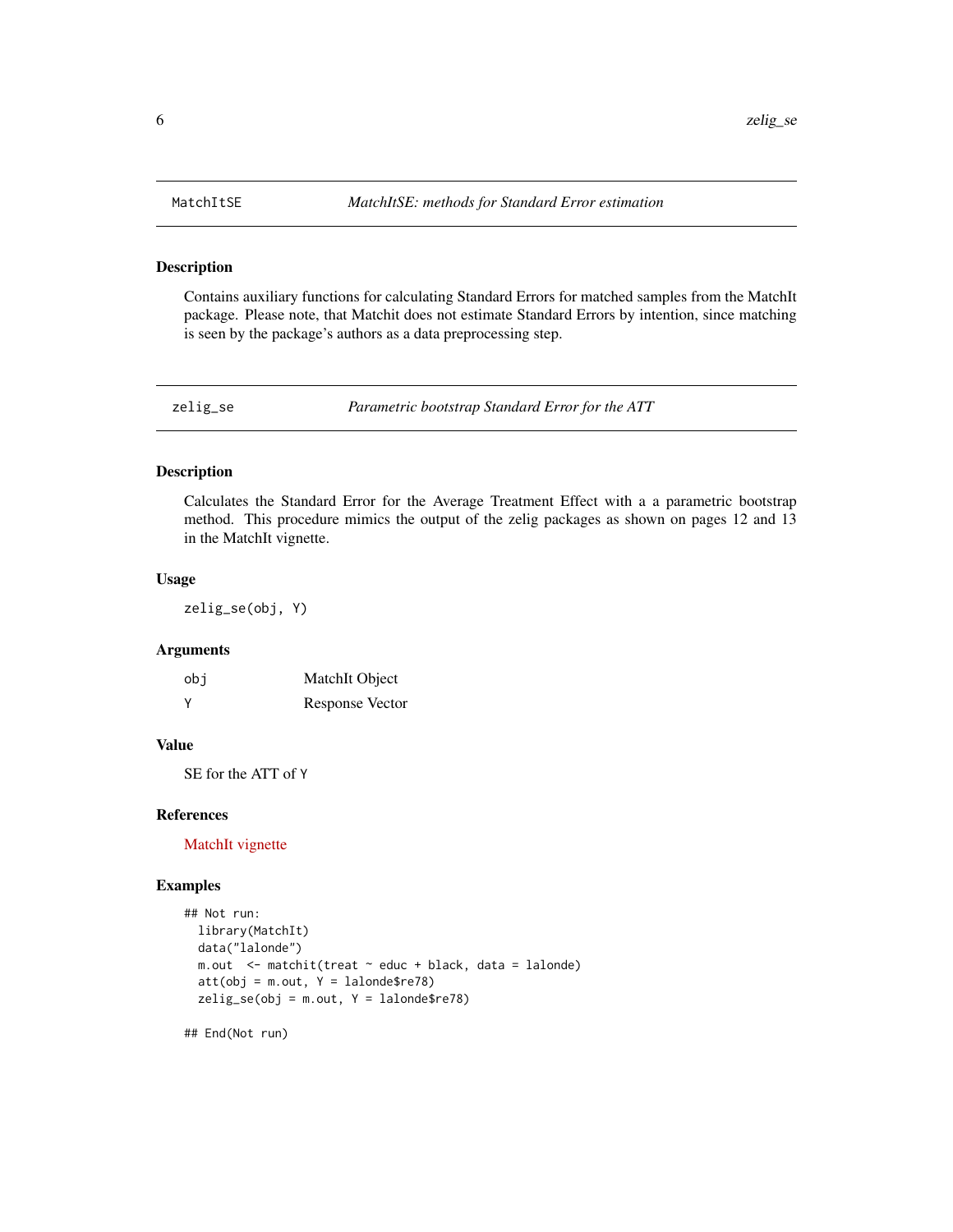## MatchItSE — *MatchItSE: methods for Standard Error estimation*

### Description

Contains auxiliary functions for calculating Standard Errors for matched samples from the MatchIt package. Please note, that Matchit does not estimate Standard Errors by intention, since matching is seen by the package's authors as a data preprocessing step.

## zelig_se — *Parametric bootstrap Standard Error for the ATT*

### Description

Calculates the Standard Error for the Average Treatment Effect with a a parametric bootstrap method. This procedure mimics the output of the zelig packages as shown on pages 12 and 13 in the MatchIt vignette.

### Usage

```
zelig_se(obj, Y)
```

### Arguments

| | |
|---|---|
| obj | MatchIt Object |
| Y | Response Vector |

### Value

SE for the ATT of Y

### References

MatchIt vignette

### Examples

```
## Not run:
  library(MatchIt)
  data("lalonde")
  m.out  <- matchit(treat ~ educ + black, data = lalonde)
  att(obj = m.out, Y = lalonde$re78)
  zelig_se(obj = m.out, Y = lalonde$re78)

## End(Not run)
```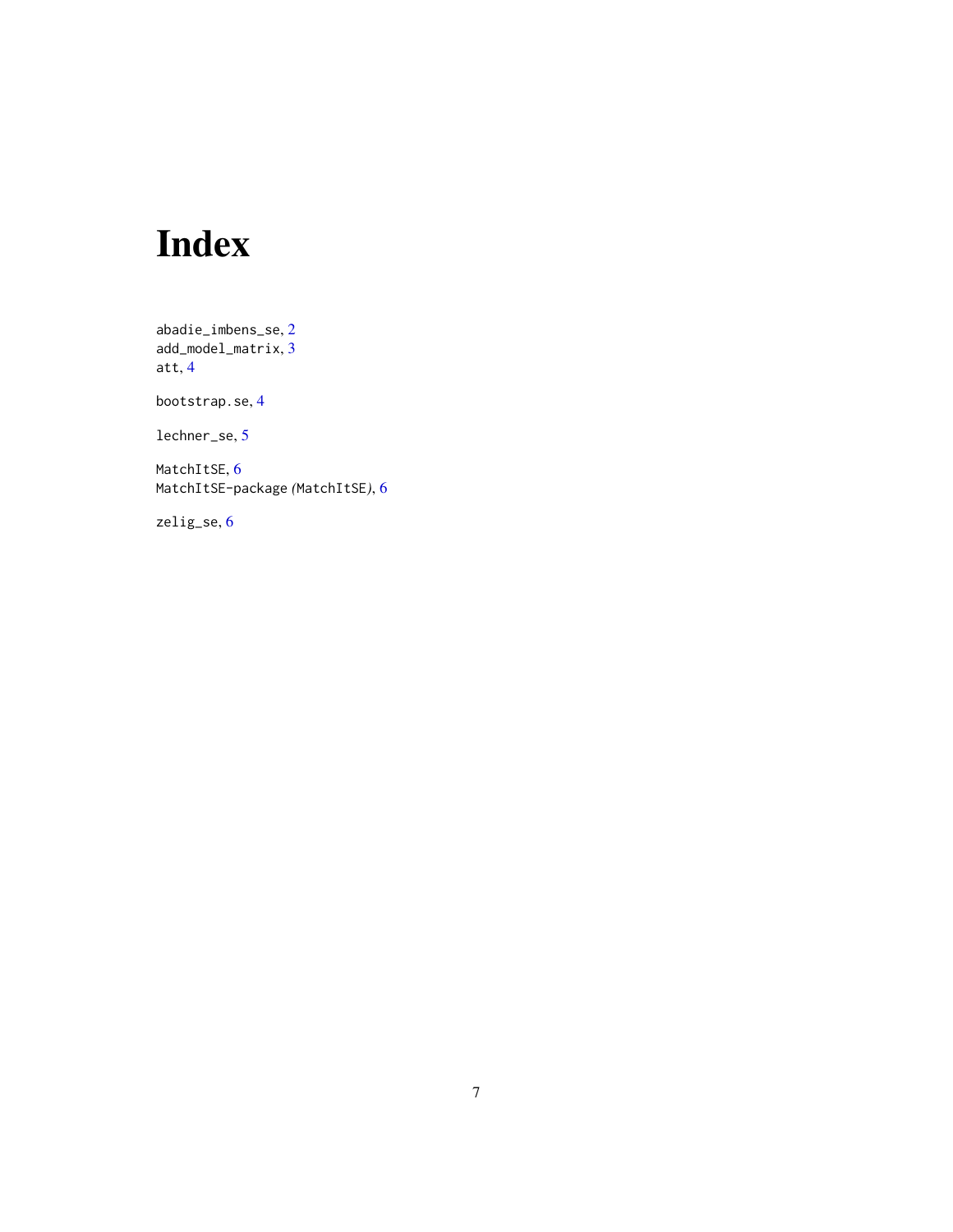# Index

abadie_imbens_se, 2
add_model_matrix, 3
att, 4

bootstrap.se, 4

lechner_se, 5

MatchItSE, 6
MatchItSE-package (MatchItSE), 6

zelig_se, 6